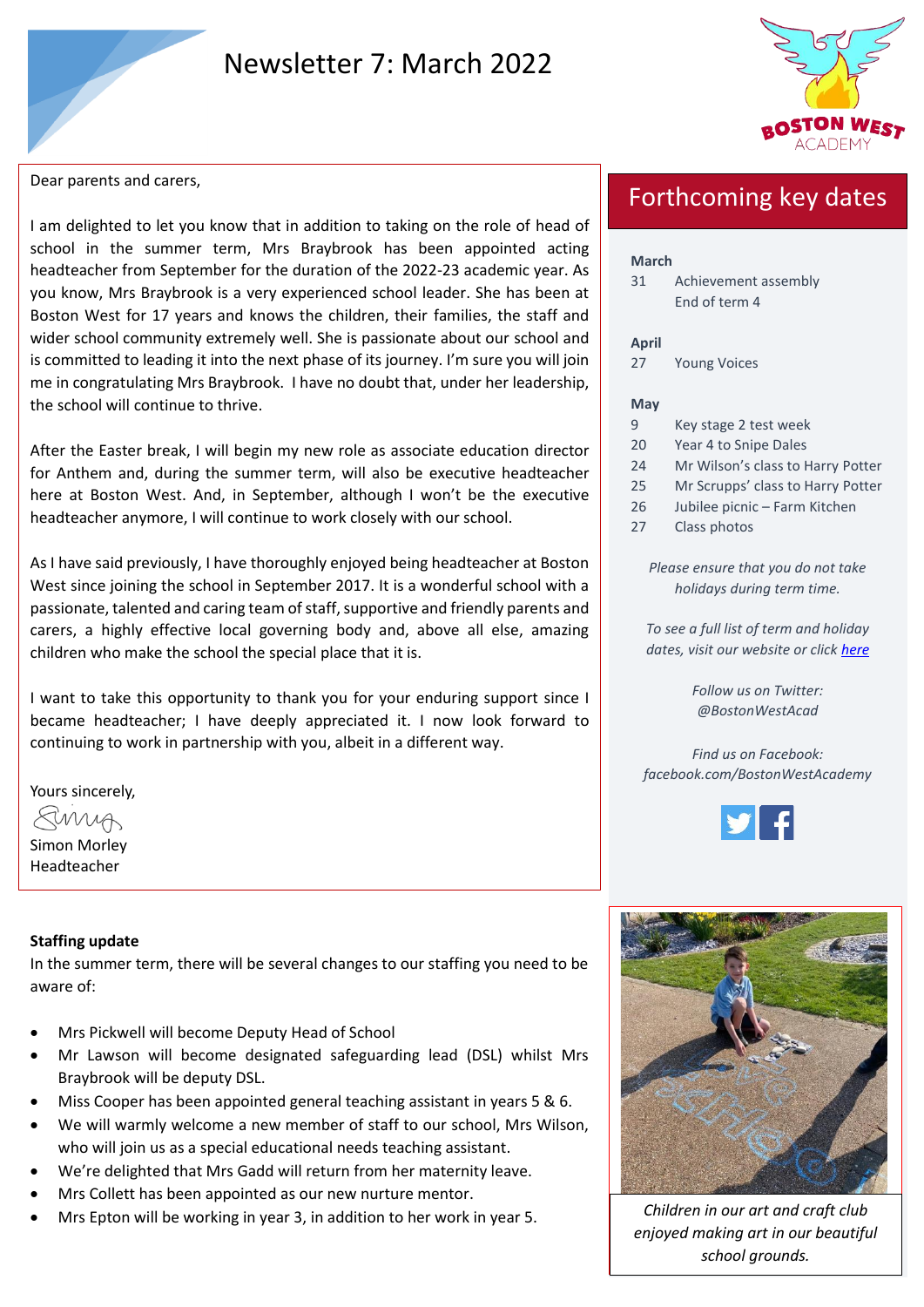# Newsletter 7: March 2022

Dear parents and carers,

I am delighted to let you know that in addition to taking on the role of head of school in the summer term, Mrs Braybrook has been appointed acting headteacher from September for the duration of the 2022-23 academic year. As you know, Mrs Braybrook is a very experienced school leader. She has been at Boston West for 17 years and knows the children, their families, the staff and wider school community extremely well. She is passionate about our school and is committed to leading it into the next phase of its journey. I'm sure you will join me in congratulating Mrs Braybrook. I have no doubt that, under her leadership, the school will continue to thrive.

After the Easter break, I will begin my new role as associate education director for Anthem and, during the summer term, will also be executive headteacher here at Boston West. And, in September, although I won't be the executive headteacher anymore, I will continue to work closely with our school.

As I have said previously, I have thoroughly enjoyed being headteacher at Boston West since joining the school in September 2017. It is a wonderful school with a passionate, talented and caring team of staff, supportive and friendly parents and carers, a highly effective local governing body and, above all else, amazing children who make the school the special place that it is.

I want to take this opportunity to thank you for your enduring support since I became headteacher; I have deeply appreciated it. I now look forward to continuing to work in partnership with you, albeit in a different way.

Yours sincerely,

Simon Morley
Headteacher

## Forthcoming key dates

**March**

| | |
|---|---|
| 31 | Achievement assembly<br>End of term 4 |

**April**

| | |
|---|---|
| 27 | Young Voices |

**May**

| | |
|---|---|
| 9 | Key stage 2 test week |
| 20 | Year 4 to Snipe Dales |
| 24 | Mr Wilson's class to Harry Potter |
| 25 | Mr Scrupps' class to Harry Potter |
| 26 | Jubilee picnic – Farm Kitchen |
| 27 | Class photos |

*Please ensure that you do not take holidays during term time.*

*To see a full list of term and holiday dates, visit our website or click here*

*Follow us on Twitter: @BostonWestAcad*

*Find us on Facebook: facebook.com/BostonWestAcademy*

### Staffing update

In the summer term, there will be several changes to our staffing you need to be aware of:

- Mrs Pickwell will become Deputy Head of School
- Mr Lawson will become designated safeguarding lead (DSL) whilst Mrs Braybrook will be deputy DSL.
- Miss Cooper has been appointed general teaching assistant in years 5 & 6.
- We will warmly welcome a new member of staff to our school, Mrs Wilson, who will join us as a special educational needs teaching assistant.
- We're delighted that Mrs Gadd will return from her maternity leave.
- Mrs Collett has been appointed as our new nurture mentor.
- Mrs Epton will be working in year 3, in addition to her work in year 5.

*Children in our art and craft club enjoyed making art in our beautiful school grounds.*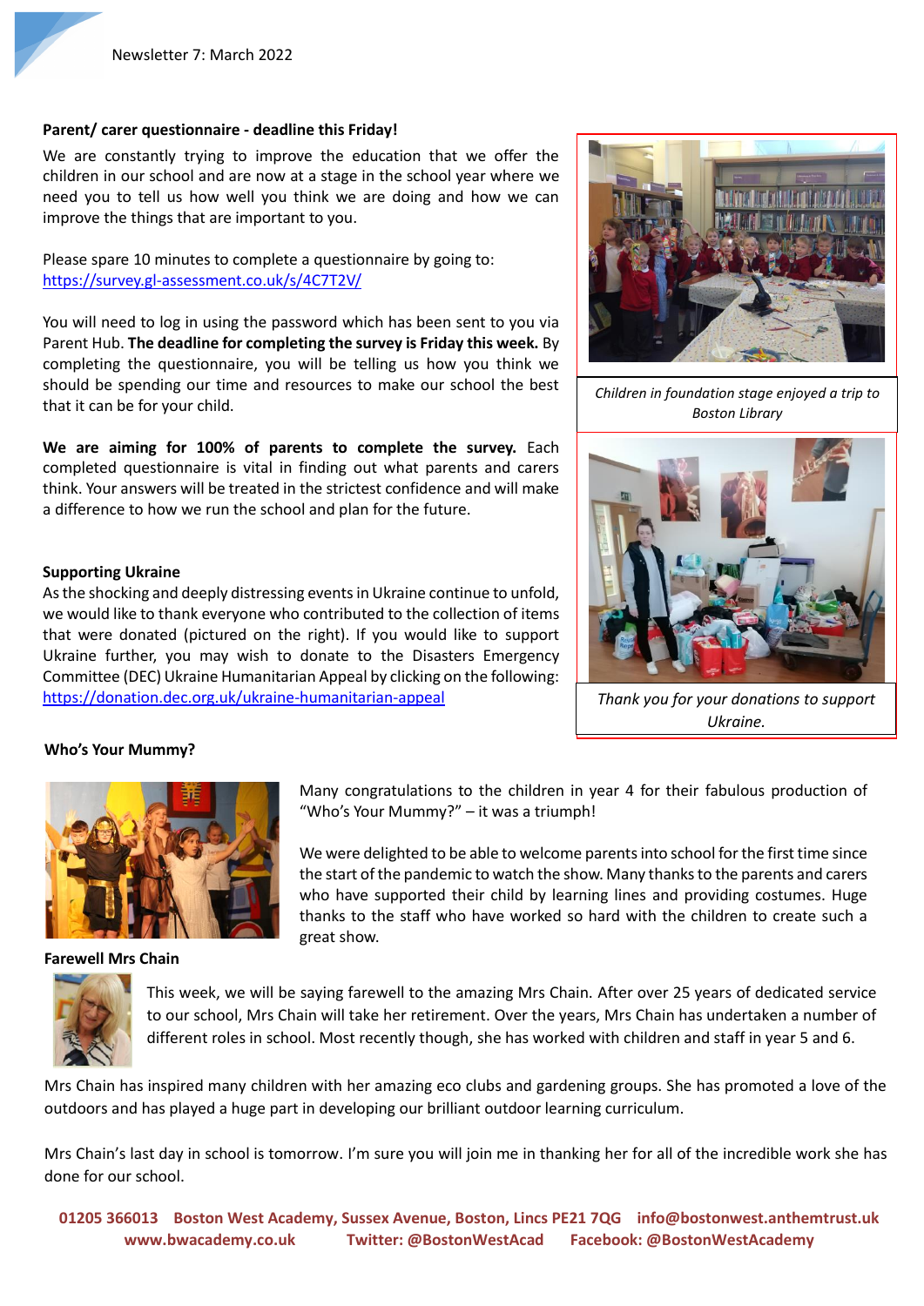Newsletter 7: March 2022

**Parent/ carer questionnaire - deadline this Friday!**

We are constantly trying to improve the education that we offer the children in our school and are now at a stage in the school year where we need you to tell us how well you think we are doing and how we can improve the things that are important to you.

Please spare 10 minutes to complete a questionnaire by going to:
https://survey.gl-assessment.co.uk/s/4C7T2V/

You will need to log in using the password which has been sent to you via Parent Hub. **The deadline for completing the survey is Friday this week.** By completing the questionnaire, you will be telling us how you think we should be spending our time and resources to make our school the best that it can be for your child.

**We are aiming for 100% of parents to complete the survey.** Each completed questionnaire is vital in finding out what parents and carers think. Your answers will be treated in the strictest confidence and will make a difference to how we run the school and plan for the future.

*Children in foundation stage enjoyed a trip to Boston Library*

**Supporting Ukraine**

As the shocking and deeply distressing events in Ukraine continue to unfold, we would like to thank everyone who contributed to the collection of items that were donated (pictured on the right). If you would like to support Ukraine further, you may wish to donate to the Disasters Emergency Committee (DEC) Ukraine Humanitarian Appeal by clicking on the following: https://donation.dec.org.uk/ukraine-humanitarian-appeal

*Thank you for your donations to support Ukraine.*

**Who's Your Mummy?**

Many congratulations to the children in year 4 for their fabulous production of "Who's Your Mummy?" – it was a triumph!

We were delighted to be able to welcome parents into school for the first time since the start of the pandemic to watch the show. Many thanks to the parents and carers who have supported their child by learning lines and providing costumes. Huge thanks to the staff who have worked so hard with the children to create such a great show.

**Farewell Mrs Chain**

This week, we will be saying farewell to the amazing Mrs Chain. After over 25 years of dedicated service to our school, Mrs Chain will take her retirement. Over the years, Mrs Chain has undertaken a number of different roles in school. Most recently though, she has worked with children and staff in year 5 and 6.

Mrs Chain has inspired many children with her amazing eco clubs and gardening groups. She has promoted a love of the outdoors and has played a huge part in developing our brilliant outdoor learning curriculum.

Mrs Chain's last day in school is tomorrow. I'm sure you will join me in thanking her for all of the incredible work she has done for our school.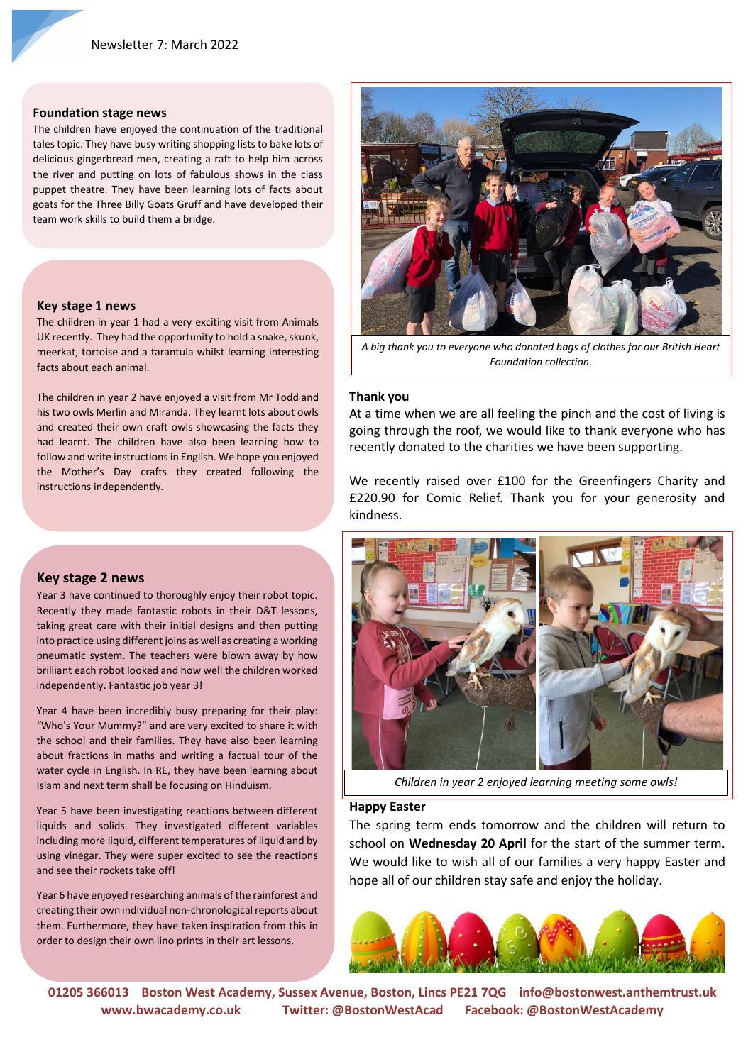Newsletter 7: March 2022

## Foundation stage news

The children have enjoyed the continuation of the traditional tales topic. They have busy writing shopping lists to bake lots of delicious gingerbread men, creating a raft to help him across the river and putting on lots of fabulous shows in the class puppet theatre. They have been learning lots of facts about goats for the Three Billy Goats Gruff and have developed their team work skills to build them a bridge.

## Key stage 1 news

The children in year 1 had a very exciting visit from Animals UK recently. They had the opportunity to hold a snake, skunk, meerkat, tortoise and a tarantula whilst learning interesting facts about each animal.

The children in year 2 have enjoyed a visit from Mr Todd and his two owls Merlin and Miranda. They learnt lots about owls and created their own craft owls showcasing the facts they had learnt. The children have also been learning how to follow and write instructions in English. We hope you enjoyed the Mother's Day crafts they created following the instructions independently.

## Key stage 2 news

Year 3 have continued to thoroughly enjoy their robot topic. Recently they made fantastic robots in their D&T lessons, taking great care with their initial designs and then putting into practice using different joins as well as creating a working pneumatic system. The teachers were blown away by how brilliant each robot looked and how well the children worked independently. Fantastic job year 3!

Year 4 have been incredibly busy preparing for their play: "Who's Your Mummy?" and are very excited to share it with the school and their families. They have also been learning about fractions in maths and writing a factual tour of the water cycle in English. In RE, they have been learning about Islam and next term shall be focusing on Hinduism.

Year 5 have been investigating reactions between different liquids and solids. They investigated different variables including more liquid, different temperatures of liquid and by using vinegar. They were super excited to see the reactions and see their rockets take off!

Year 6 have enjoyed researching animals of the rainforest and creating their own individual non-chronological reports about them. Furthermore, they have taken inspiration from this in order to design their own lino prints in their art lessons.

*A big thank you to everyone who donated bags of clothes for our British Heart Foundation collection.*

## Thank you

At a time when we are all feeling the pinch and the cost of living is going through the roof, we would like to thank everyone who has recently donated to the charities we have been supporting.

We recently raised over £100 for the Greenfingers Charity and £220.90 for Comic Relief. Thank you for your generosity and kindness.

*Children in year 2 enjoyed learning meeting some owls!*

## Happy Easter

The spring term ends tomorrow and the children will return to school on **Wednesday 20 April** for the start of the summer term. We would like to wish all of our families a very happy Easter and hope all of our children stay safe and enjoy the holiday.

**01205 366013 Boston West Academy, Sussex Avenue, Boston, Lincs PE21 7QG info@bostonwest.anthemtrust.uk**
**www.bwacademy.co.uk Twitter: @BostonWestAcad Facebook: @BostonWestAcademy**